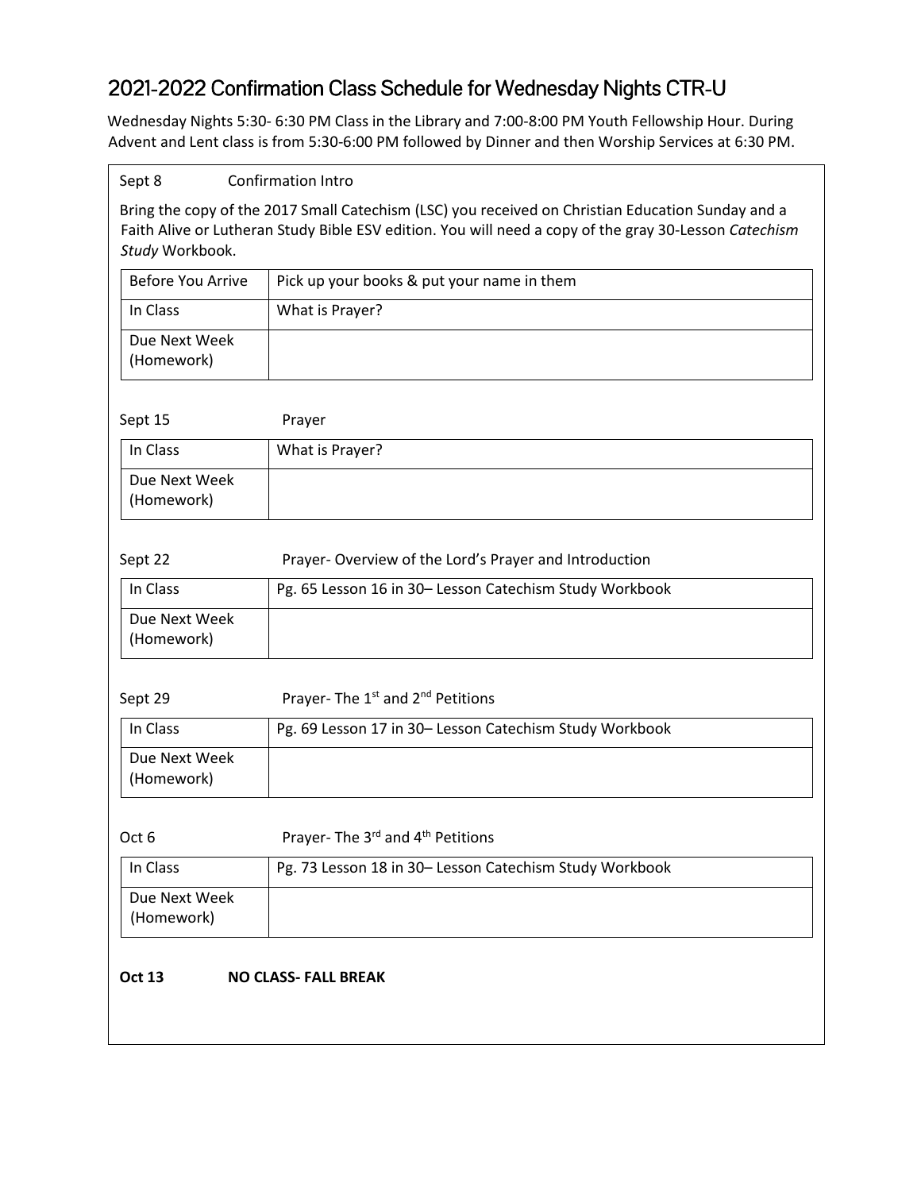# 2021-2022 Confirmation Class Schedule for Wednesday Nights CTR-U

Wednesday Nights 5:30- 6:30 PM Class in the Library and 7:00-8:00 PM Youth Fellowship Hour. During Advent and Lent class is from 5:30-6:00 PM followed by Dinner and then Worship Services at 6:30 PM.

Sept 8 Confirmation Intro

Bring the copy of the 2017 Small Catechism (LSC) you received on Christian Education Sunday and a Faith Alive or Lutheran Study Bible ESV edition. You will need a copy of the gray 30-Lesson *Catechism Study* Workbook.

| | |
|---|---|
| Before You Arrive | Pick up your books & put your name in them |
| In Class | What is Prayer? |
| Due Next Week (Homework) | |

Sept 15 Prayer

| | |
|---|---|
| In Class | What is Prayer? |
| Due Next Week (Homework) | |

Sept 22 Prayer- Overview of the Lord's Prayer and Introduction

| | |
|---|---|
| In Class | Pg. 65 Lesson 16 in 30– Lesson Catechism Study Workbook |
| Due Next Week (Homework) | |

Sept 29 Prayer- The 1st and 2nd Petitions

| | |
|---|---|
| In Class | Pg. 69 Lesson 17 in 30– Lesson Catechism Study Workbook |
| Due Next Week (Homework) | |

Oct 6 Prayer- The 3rd and 4th Petitions

| | |
|---|---|
| In Class | Pg. 73 Lesson 18 in 30– Lesson Catechism Study Workbook |
| Due Next Week (Homework) | |

**Oct 13 NO CLASS- FALL BREAK**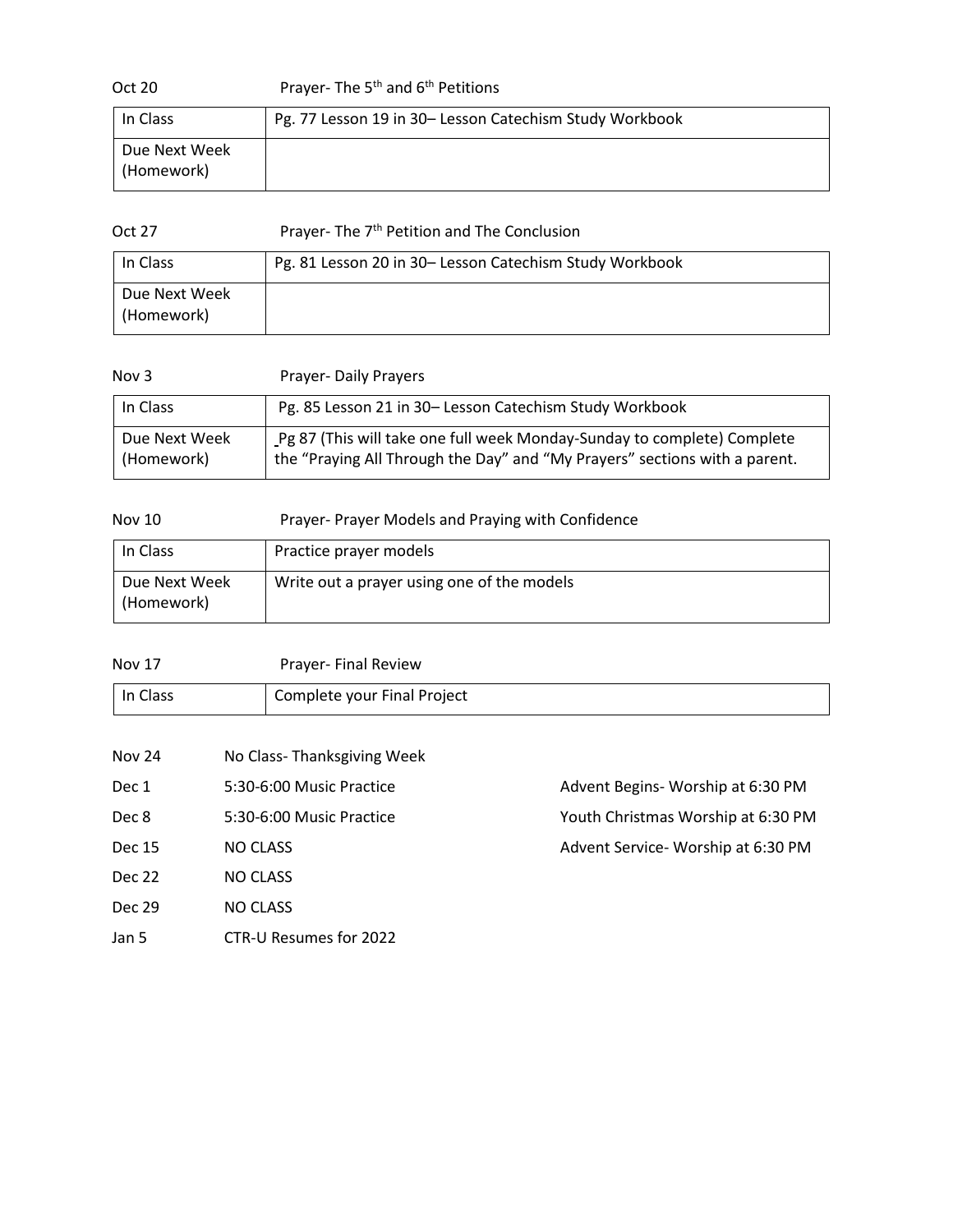Oct 20 Prayer- The 5th and 6th Petitions

| | |
|---|---|
| In Class | Pg. 77 Lesson 19 in 30– Lesson Catechism Study Workbook |
| Due Next Week (Homework) | |

Oct 27 Prayer- The 7th Petition and The Conclusion

| | |
|---|---|
| In Class | Pg. 81 Lesson 20 in 30– Lesson Catechism Study Workbook |
| Due Next Week (Homework) | |

Nov 3 Prayer- Daily Prayers

| | |
|---|---|
| In Class | Pg. 85 Lesson 21 in 30– Lesson Catechism Study Workbook |
| Due Next Week (Homework) | Pg 87 (This will take one full week Monday-Sunday to complete) Complete the "Praying All Through the Day" and "My Prayers" sections with a parent. |

Nov 10 Prayer- Prayer Models and Praying with Confidence

| | |
|---|---|
| In Class | Practice prayer models |
| Due Next Week (Homework) | Write out a prayer using one of the models |

Nov 17 Prayer- Final Review

| | |
|---|---|
| In Class | Complete your Final Project |

Nov 24 No Class- Thanksgiving Week

Dec 1 5:30-6:00 Music Practice Advent Begins- Worship at 6:30 PM

Dec 8 5:30-6:00 Music Practice Youth Christmas Worship at 6:30 PM

Dec 15 NO CLASS Advent Service- Worship at 6:30 PM

Dec 22 NO CLASS

Dec 29 NO CLASS

Jan 5 CTR-U Resumes for 2022